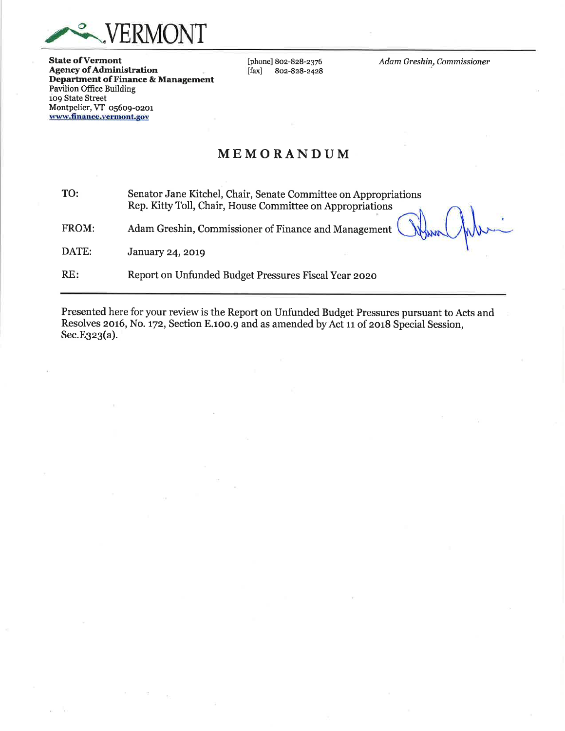VERMONT

**State of Vermont**
**Agency of Administration**
**Department of Finance & Management**
Pavilion Office Building
109 State Street
Montpelier, VT 05609-0201
www.finance.vermont.gov

[phone] 802-828-2376
[fax] 802-828-2428

*Adam Greshin, Commissioner*

# MEMORANDUM

TO: Senator Jane Kitchel, Chair, Senate Committee on Appropriations
Rep. Kitty Toll, Chair, House Committee on Appropriations

FROM: Adam Greshin, Commissioner of Finance and Management

DATE: January 24, 2019

RE: Report on Unfunded Budget Pressures Fiscal Year 2020

---

Presented here for your review is the Report on Unfunded Budget Pressures pursuant to Acts and Resolves 2016, No. 172, Section E.100.9 and as amended by Act 11 of 2018 Special Session, Sec.E323(a).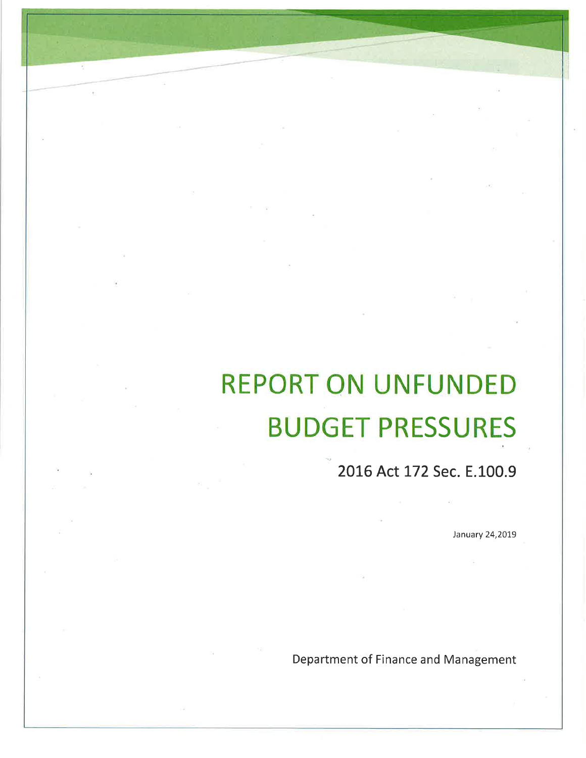# REPORT ON UNFUNDED BUDGET PRESSURES

## 2016 Act 172 Sec. E.100.9

January 24,2019

Department of Finance and Management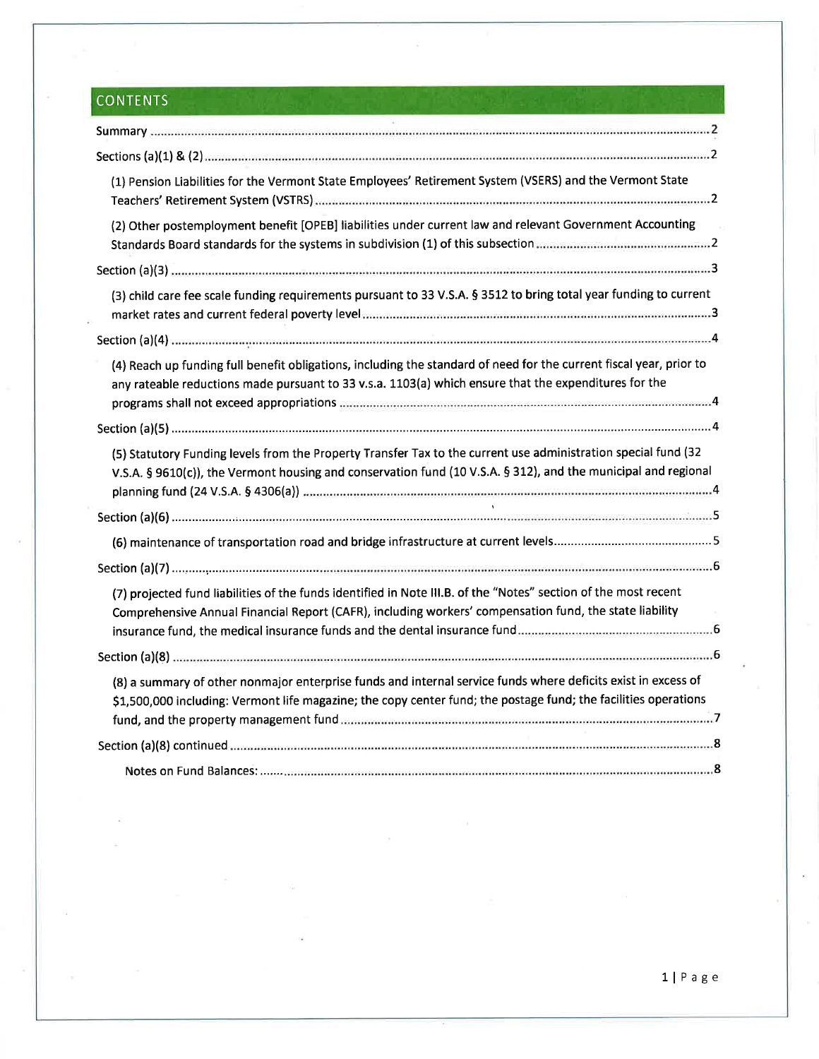## CONTENTS

Summary ........................................................................................................................................ 2

Sections (a)(1) & (2) ........................................................................................................................ 2

(1) Pension Liabilities for the Vermont State Employees' Retirement System (VSERS) and the Vermont State Teachers' Retirement System (VSTRS) ........................................................................................................ 2

(2) Other postemployment benefit [OPEB] liabilities under current law and relevant Government Accounting Standards Board standards for the systems in subdivision (1) of this subsection ........................................ 2

Section (a)(3) .................................................................................................................................. 3

(3) child care fee scale funding requirements pursuant to 33 V.S.A. § 3512 to bring total year funding to current market rates and current federal poverty level ........................................................................................ 3

Section (a)(4) .................................................................................................................................. 4

(4) Reach up funding full benefit obligations, including the standard of need for the current fiscal year, prior to any rateable reductions made pursuant to 33 v.s.a. 1103(a) which ensure that the expenditures for the programs shall not exceed appropriations ........................................................................................ 4

Section (a)(5) .................................................................................................................................. 4

(5) Statutory Funding levels from the Property Transfer Tax to the current use administration special fund (32 V.S.A. § 9610(c)), the Vermont housing and conservation fund (10 V.S.A. § 312), and the municipal and regional planning fund (24 V.S.A. § 4306(a)) ........................................................................................ 4

Section (a)(6) .................................................................................................................................. 5

(6) maintenance of transportation road and bridge infrastructure at current levels ........................................ 5

Section (a)(7) .................................................................................................................................. 6

(7) projected fund liabilities of the funds identified in Note III.B. of the "Notes" section of the most recent Comprehensive Annual Financial Report (CAFR), including workers' compensation fund, the state liability insurance fund, the medical insurance funds and the dental insurance fund ........................................ 6

Section (a)(8) .................................................................................................................................. 6

(8) a summary of other nonmajor enterprise funds and internal service funds where deficits exist in excess of $1,500,000 including: Vermont life magazine; the copy center fund; the postage fund; the facilities operations fund, and the property management fund ........................................................................................ 7

Section (a)(8) continued .................................................................................................................. 8

Notes on Fund Balances: .................................................................................................................. 8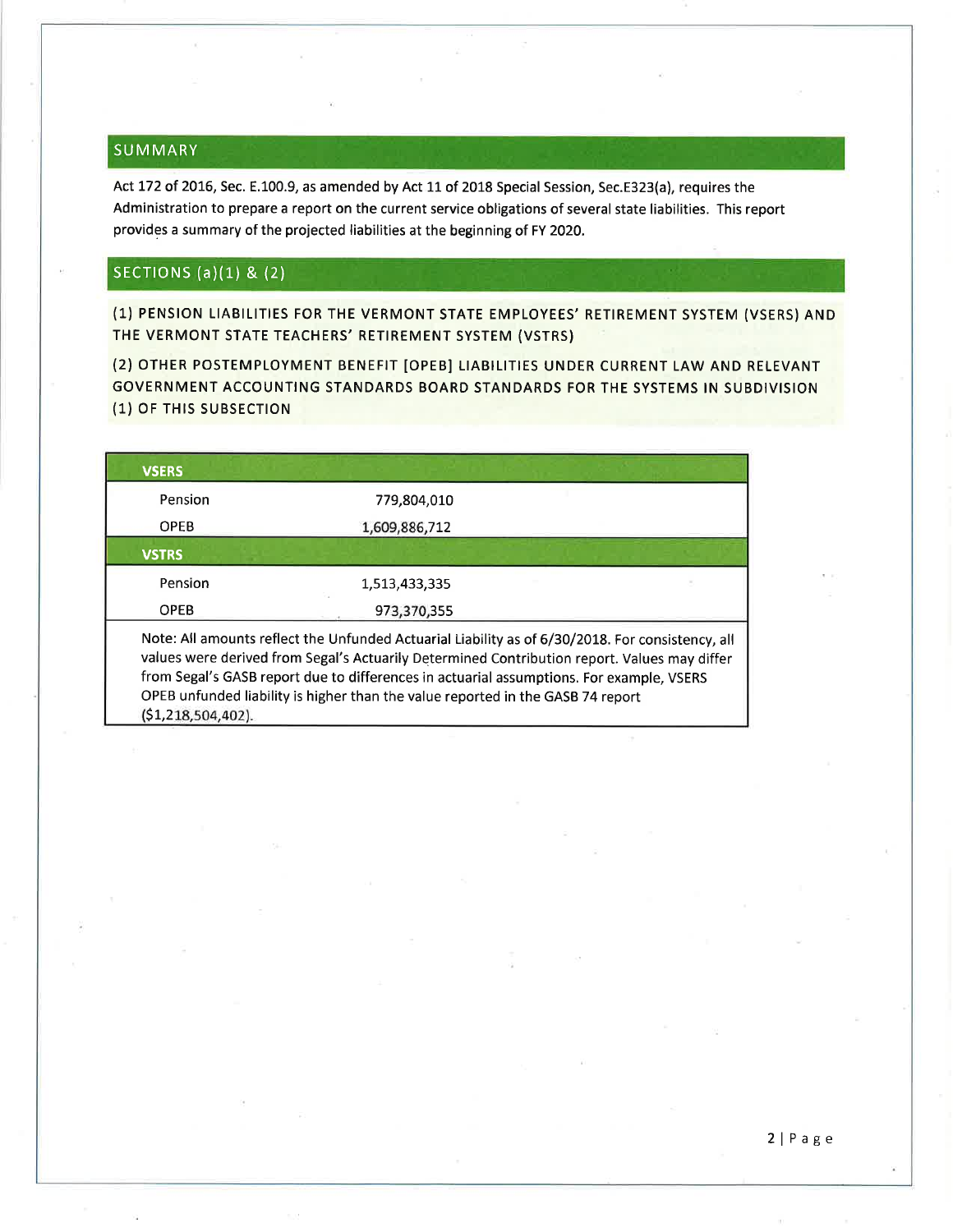## SUMMARY

Act 172 of 2016, Sec. E.100.9, as amended by Act 11 of 2018 Special Session, Sec.E323(a), requires the Administration to prepare a report on the current service obligations of several state liabilities. This report provides a summary of the projected liabilities at the beginning of FY 2020.

## SECTIONS (a)(1) & (2)

**(1) PENSION LIABILITIES FOR THE VERMONT STATE EMPLOYEES' RETIREMENT SYSTEM (VSERS) AND THE VERMONT STATE TEACHERS' RETIREMENT SYSTEM (VSTRS)**

**(2) OTHER POSTEMPLOYMENT BENEFIT [OPEB] LIABILITIES UNDER CURRENT LAW AND RELEVANT GOVERNMENT ACCOUNTING STANDARDS BOARD STANDARDS FOR THE SYSTEMS IN SUBDIVISION (1) OF THIS SUBSECTION**

| **VSERS** | |
|---|---|
| Pension | 779,804,010 |
| OPEB | 1,609,886,712 |
| **VSTRS** | |
| Pension | 1,513,433,335 |
| OPEB | 973,370,355 |

Note: All amounts reflect the Unfunded Actuarial Liability as of 6/30/2018. For consistency, all values were derived from Segal's Actuarily Determined Contribution report. Values may differ from Segal's GASB report due to differences in actuarial assumptions. For example, VSERS OPEB unfunded liability is higher than the value reported in the GASB 74 report ($1,218,504,402).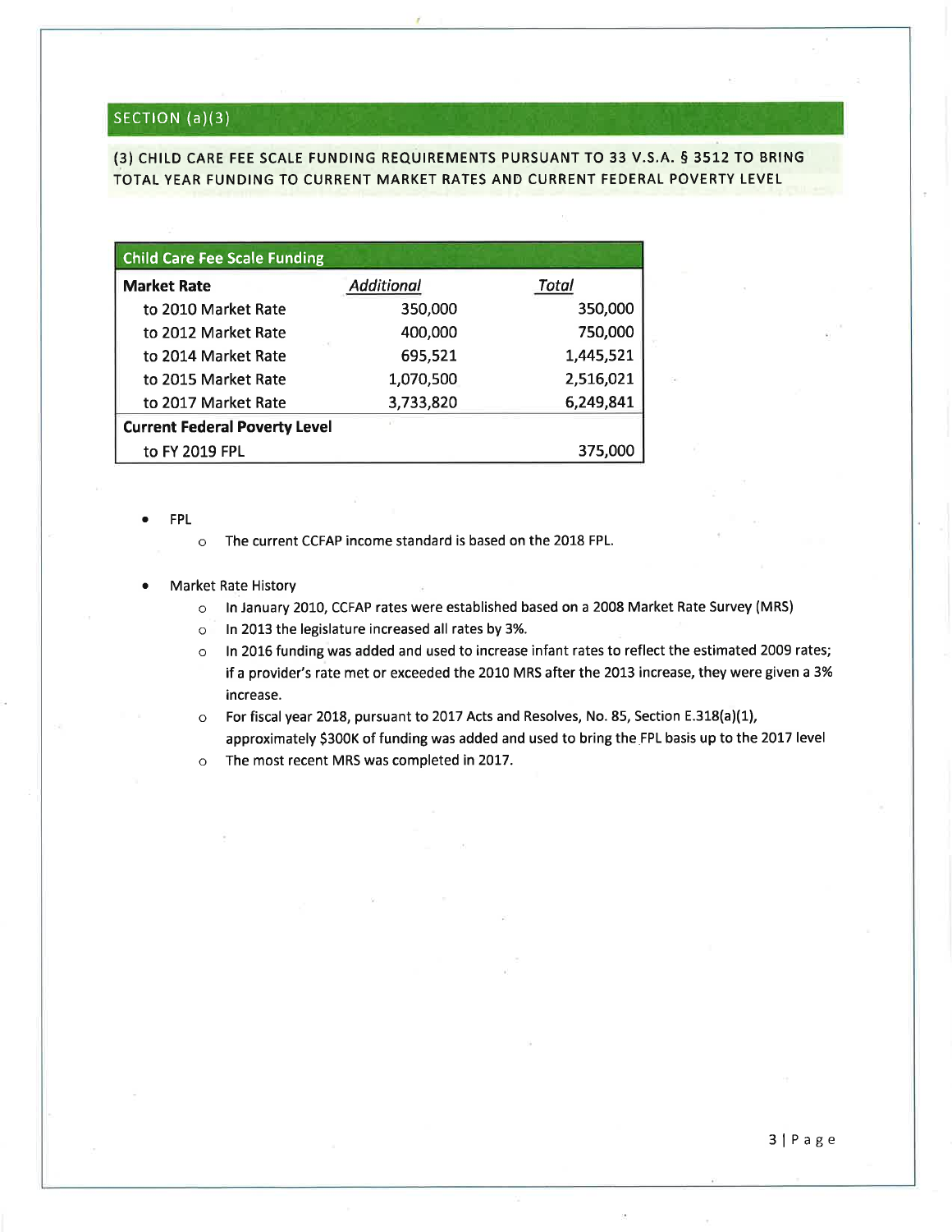## SECTION (a)(3)

**(3) CHILD CARE FEE SCALE FUNDING REQUIREMENTS PURSUANT TO 33 V.S.A. § 3512 TO BRING TOTAL YEAR FUNDING TO CURRENT MARKET RATES AND CURRENT FEDERAL POVERTY LEVEL**

| Child Care Fee Scale Funding | | |
|---|---|---|
| **Market Rate** | *Additional* | *Total* |
| to 2010 Market Rate | 350,000 | 350,000 |
| to 2012 Market Rate | 400,000 | 750,000 |
| to 2014 Market Rate | 695,521 | 1,445,521 |
| to 2015 Market Rate | 1,070,500 | 2,516,021 |
| to 2017 Market Rate | 3,733,820 | 6,249,841 |
| **Current Federal Poverty Level** | | |
| to FY 2019 FPL | | 375,000 |

- FPL
  - The current CCFAP income standard is based on the 2018 FPL.
- Market Rate History
  - In January 2010, CCFAP rates were established based on a 2008 Market Rate Survey (MRS)
  - In 2013 the legislature increased all rates by 3%.
  - In 2016 funding was added and used to increase infant rates to reflect the estimated 2009 rates; if a provider's rate met or exceeded the 2010 MRS after the 2013 increase, they were given a 3% increase.
  - For fiscal year 2018, pursuant to 2017 Acts and Resolves, No. 85, Section E.318(a)(1), approximately $300K of funding was added and used to bring the FPL basis up to the 2017 level
  - The most recent MRS was completed in 2017.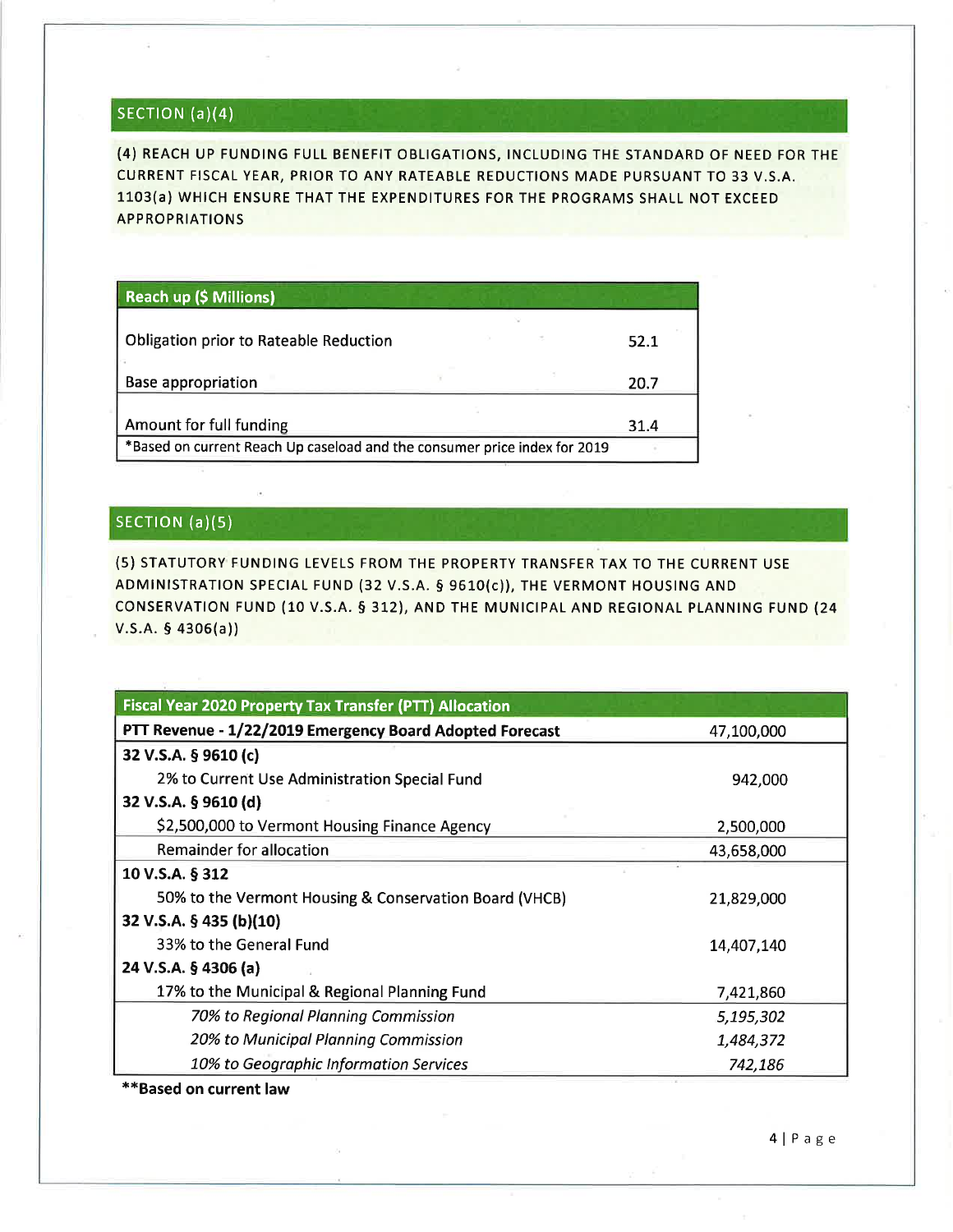## SECTION (a)(4)

(4) REACH UP FUNDING FULL BENEFIT OBLIGATIONS, INCLUDING THE STANDARD OF NEED FOR THE CURRENT FISCAL YEAR, PRIOR TO ANY RATEABLE REDUCTIONS MADE PURSUANT TO 33 V.S.A. 1103(a) WHICH ENSURE THAT THE EXPENDITURES FOR THE PROGRAMS SHALL NOT EXCEED APPROPRIATIONS

| Reach up ($ Millions) | |
|---|---|
| Obligation prior to Rateable Reduction | 52.1 |
| Base appropriation | 20.7 |
| Amount for full funding | 31.4 |
| *Based on current Reach Up caseload and the consumer price index for 2019 | |

## SECTION (a)(5)

(5) STATUTORY FUNDING LEVELS FROM THE PROPERTY TRANSFER TAX TO THE CURRENT USE ADMINISTRATION SPECIAL FUND (32 V.S.A. § 9610(c)), THE VERMONT HOUSING AND CONSERVATION FUND (10 V.S.A. § 312), AND THE MUNICIPAL AND REGIONAL PLANNING FUND (24 V.S.A. § 4306(a))

| Fiscal Year 2020 Property Tax Transfer (PTT) Allocation | |
|---|---|
| **PTT Revenue - 1/22/2019 Emergency Board Adopted Forecast** | 47,100,000 |
| **32 V.S.A. § 9610 (c)** | |
| 2% to Current Use Administration Special Fund | 942,000 |
| **32 V.S.A. § 9610 (d)** | |
| $2,500,000 to Vermont Housing Finance Agency | 2,500,000 |
| Remainder for allocation | 43,658,000 |
| **10 V.S.A. § 312** | |
| 50% to the Vermont Housing & Conservation Board (VHCB) | 21,829,000 |
| **32 V.S.A. § 435 (b)(10)** | |
| 33% to the General Fund | 14,407,140 |
| **24 V.S.A. § 4306 (a)** | |
| 17% to the Municipal & Regional Planning Fund | 7,421,860 |
| *70% to Regional Planning Commission* | *5,195,302* |
| *20% to Municipal Planning Commission* | *1,484,372* |
| *10% to Geographic Information Services* | *742,186* |

****Based on current law**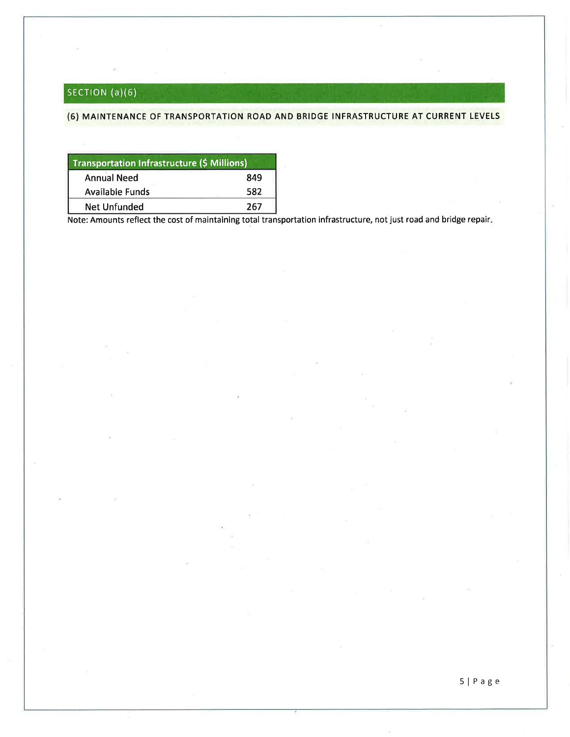## SECTION (a)(6)

### (6) MAINTENANCE OF TRANSPORTATION ROAD AND BRIDGE INFRASTRUCTURE AT CURRENT LEVELS

| Transportation Infrastructure ($ Millions) | |
|---|---|
| Annual Need | 849 |
| Available Funds | 582 |
| Net Unfunded | 267 |

Note: Amounts reflect the cost of maintaining total transportation infrastructure, not just road and bridge repair.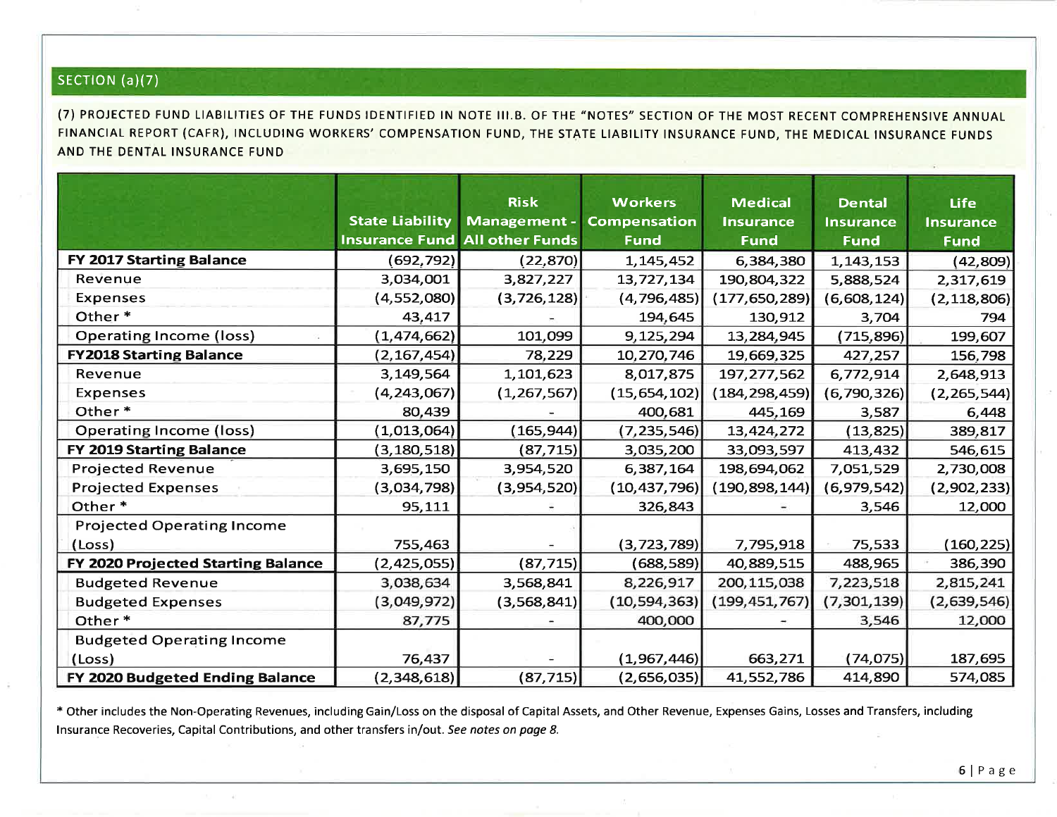## SECTION (a)(7)

**(7) PROJECTED FUND LIABILITIES OF THE FUNDS IDENTIFIED IN NOTE III.B. OF THE "NOTES" SECTION OF THE MOST RECENT COMPREHENSIVE ANNUAL FINANCIAL REPORT (CAFR), INCLUDING WORKERS' COMPENSATION FUND, THE STATE LIABILITY INSURANCE FUND, THE MEDICAL INSURANCE FUNDS AND THE DENTAL INSURANCE FUND**

| | State Liability Insurance Fund | Risk Management - All other Funds | Workers Compensation Fund | Medical Insurance Fund | Dental Insurance Fund | Life Insurance Fund |
|---|---|---|---|---|---|---|
| **FY 2017 Starting Balance** | (692,792) | (22,870) | 1,145,452 | 6,384,380 | 1,143,153 | (42,809) |
| Revenue | 3,034,001 | 3,827,227 | 13,727,134 | 190,804,322 | 5,888,524 | 2,317,619 |
| Expenses | (4,552,080) | (3,726,128) | (4,796,485) | (177,650,289) | (6,608,124) | (2,118,806) |
| Other * | 43,417 | - | 194,645 | 130,912 | 3,704 | 794 |
| Operating Income (loss) | (1,474,662) | 101,099 | 9,125,294 | 13,284,945 | (715,896) | 199,607 |
| **FY2018 Starting Balance** | (2,167,454) | 78,229 | 10,270,746 | 19,669,325 | 427,257 | 156,798 |
| Revenue | 3,149,564 | 1,101,623 | 8,017,875 | 197,277,562 | 6,772,914 | 2,648,913 |
| Expenses | (4,243,067) | (1,267,567) | (15,654,102) | (184,298,459) | (6,790,326) | (2,265,544) |
| Other * | 80,439 | - | 400,681 | 445,169 | 3,587 | 6,448 |
| Operating Income (loss) | (1,013,064) | (165,944) | (7,235,546) | 13,424,272 | (13,825) | 389,817 |
| **FY 2019 Starting Balance** | (3,180,518) | (87,715) | 3,035,200 | 33,093,597 | 413,432 | 546,615 |
| Projected Revenue | 3,695,150 | 3,954,520 | 6,387,164 | 198,694,062 | 7,051,529 | 2,730,008 |
| Projected Expenses | (3,034,798) | (3,954,520) | (10,437,796) | (190,898,144) | (6,979,542) | (2,902,233) |
| Other * | 95,111 | - | 326,843 | - | 3,546 | 12,000 |
| Projected Operating Income (Loss) | 755,463 | - | (3,723,789) | 7,795,918 | 75,533 | (160,225) |
| **FY 2020 Projected Starting Balance** | (2,425,055) | (87,715) | (688,589) | 40,889,515 | 488,965 | 386,390 |
| Budgeted Revenue | 3,038,634 | 3,568,841 | 8,226,917 | 200,115,038 | 7,223,518 | 2,815,241 |
| Budgeted Expenses | (3,049,972) | (3,568,841) | (10,594,363) | (199,451,767) | (7,301,139) | (2,639,546) |
| Other * | 87,775 | - | 400,000 | - | 3,546 | 12,000 |
| Budgeted Operating Income (Loss) | 76,437 | - | (1,967,446) | 663,271 | (74,075) | 187,695 |
| **FY 2020 Budgeted Ending Balance** | (2,348,618) | (87,715) | (2,656,035) | 41,552,786 | 414,890 | 574,085 |

* Other includes the Non-Operating Revenues, including Gain/Loss on the disposal of Capital Assets, and Other Revenue, Expenses Gains, Losses and Transfers, including Insurance Recoveries, Capital Contributions, and other transfers in/out. *See notes on page 8.*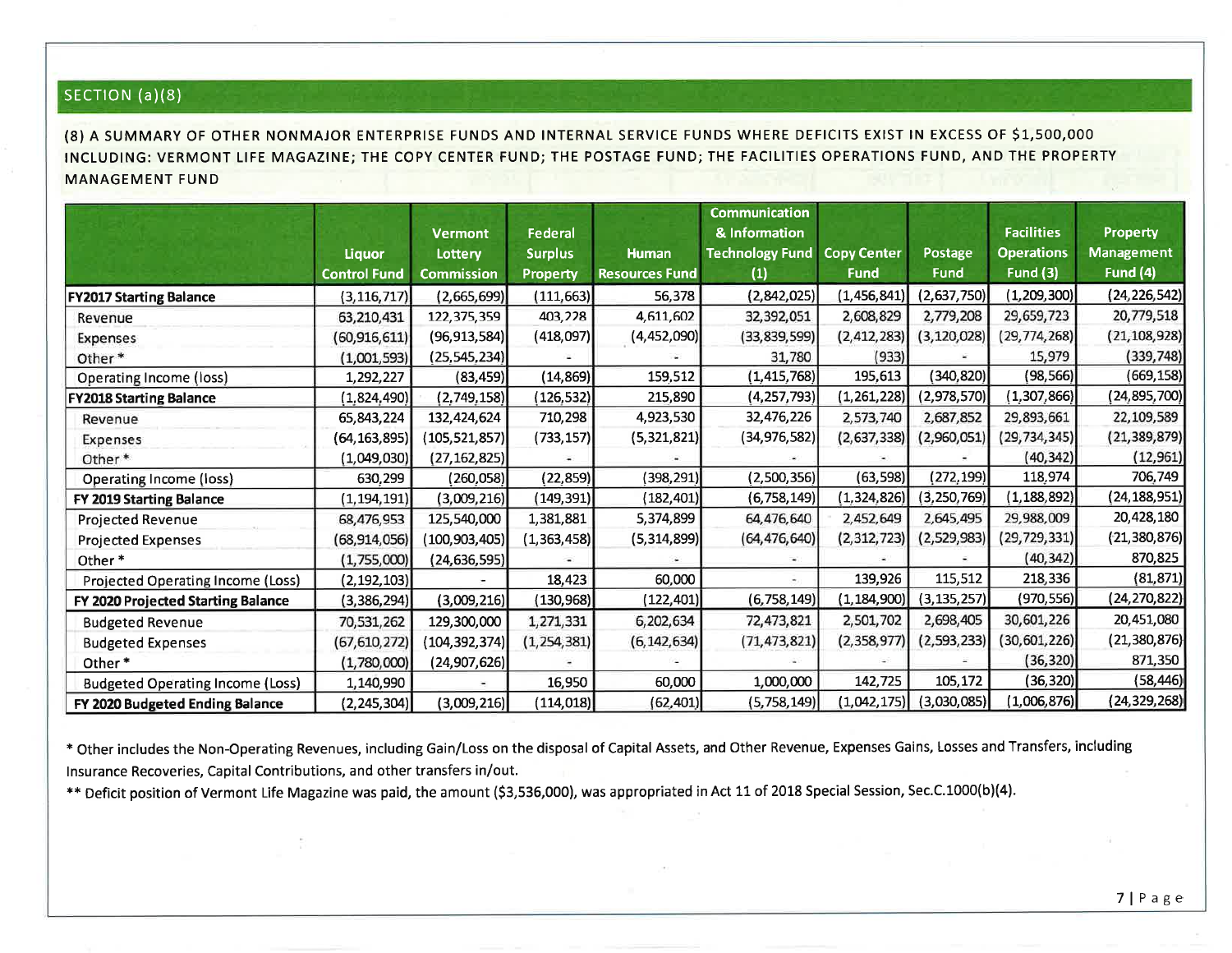## SECTION (a)(8)

(8) A SUMMARY OF OTHER NONMAJOR ENTERPRISE FUNDS AND INTERNAL SERVICE FUNDS WHERE DEFICITS EXIST IN EXCESS OF $1,500,000 INCLUDING: VERMONT LIFE MAGAZINE; THE COPY CENTER FUND; THE POSTAGE FUND; THE FACILITIES OPERATIONS FUND, AND THE PROPERTY MANAGEMENT FUND

| | Liquor Control Fund | Vermont Lottery Commission | Federal Surplus Property | Human Resources Fund | Communication & Information Technology Fund (1) | Copy Center Fund | Postage Fund | Facilities Operations Fund (3) | Property Management Fund (4) |
|---|---|---|---|---|---|---|---|---|---|
| **FY2017 Starting Balance** | (3,116,717) | (2,665,699) | (111,663) | 56,378 | (2,842,025) | (1,456,841) | (2,637,750) | (1,209,300) | (24,226,542) |
| Revenue | 63,210,431 | 122,375,359 | 403,228 | 4,611,602 | 32,392,051 | 2,608,829 | 2,779,208 | 29,659,723 | 20,779,518 |
| Expenses | (60,916,611) | (96,913,584) | (418,097) | (4,452,090) | (33,839,599) | (2,412,283) | (3,120,028) | (29,774,268) | (21,108,928) |
| Other * | (1,001,593) | (25,545,234) | - | - | 31,780 | (933) | - | 15,979 | (339,748) |
| Operating Income (loss) | 1,292,227 | (83,459) | (14,869) | 159,512 | (1,415,768) | 195,613 | (340,820) | (98,566) | (669,158) |
| **FY2018 Starting Balance** | (1,824,490) | (2,749,158) | (126,532) | 215,890 | (4,257,793) | (1,261,228) | (2,978,570) | (1,307,866) | (24,895,700) |
| Revenue | 65,843,224 | 132,424,624 | 710,298 | 4,923,530 | 32,476,226 | 2,573,740 | 2,687,852 | 29,893,661 | 22,109,589 |
| Expenses | (64,163,895) | (105,521,857) | (733,157) | (5,321,821) | (34,976,582) | (2,637,338) | (2,960,051) | (29,734,345) | (21,389,879) |
| Other * | (1,049,030) | (27,162,825) | - | - | - | - | - | (40,342) | (12,961) |
| Operating Income (loss) | 630,299 | (260,058) | (22,859) | (398,291) | (2,500,356) | (63,598) | (272,199) | 118,974 | 706,749 |
| **FY 2019 Starting Balance** | (1,194,191) | (3,009,216) | (149,391) | (182,401) | (6,758,149) | (1,324,826) | (3,250,769) | (1,188,892) | (24,188,951) |
| Projected Revenue | 68,476,953 | 125,540,000 | 1,381,881 | 5,374,899 | 64,476,640 | 2,452,649 | 2,645,495 | 29,988,009 | 20,428,180 |
| Projected Expenses | (68,914,056) | (100,903,405) | (1,363,458) | (5,314,899) | (64,476,640) | (2,312,723) | (2,529,983) | (29,729,331) | (21,380,876) |
| Other * | (1,755,000) | (24,636,595) | - | - | - | - | - | (40,342) | 870,825 |
| Projected Operating Income (Loss) | (2,192,103) | - | 18,423 | 60,000 | - | 139,926 | 115,512 | 218,336 | (81,871) |
| **FY 2020 Projected Starting Balance** | (3,386,294) | (3,009,216) | (130,968) | (122,401) | (6,758,149) | (1,184,900) | (3,135,257) | (970,556) | (24,270,822) |
| Budgeted Revenue | 70,531,262 | 129,300,000 | 1,271,331 | 6,202,634 | 72,473,821 | 2,501,702 | 2,698,405 | 30,601,226 | 20,451,080 |
| Budgeted Expenses | (67,610,272) | (104,392,374) | (1,254,381) | (6,142,634) | (71,473,821) | (2,358,977) | (2,593,233) | (30,601,226) | (21,380,876) |
| Other * | (1,780,000) | (24,907,626) | - | - | - | - | - | (36,320) | 871,350 |
| Budgeted Operating Income (Loss) | 1,140,990 | - | 16,950 | 60,000 | 1,000,000 | 142,725 | 105,172 | (36,320) | (58,446) |
| **FY 2020 Budgeted Ending Balance** | (2,245,304) | (3,009,216) | (114,018) | (62,401) | (5,758,149) | (1,042,175) | (3,030,085) | (1,006,876) | (24,329,268) |

* Other includes the Non-Operating Revenues, including Gain/Loss on the disposal of Capital Assets, and Other Revenue, Expenses Gains, Losses and Transfers, including Insurance Recoveries, Capital Contributions, and other transfers in/out.

** Deficit position of Vermont Life Magazine was paid, the amount ($3,536,000), was appropriated in Act 11 of 2018 Special Session, Sec.C.1000(b)(4).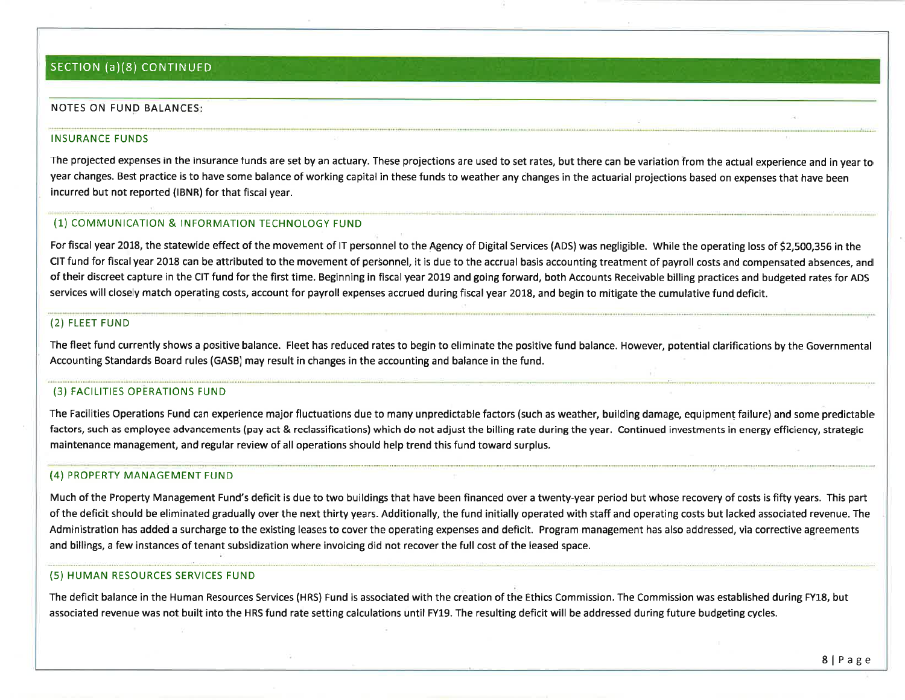## SECTION (a)(8) CONTINUED

### NOTES ON FUND BALANCES:

#### INSURANCE FUNDS

The projected expenses in the insurance funds are set by an actuary. These projections are used to set rates, but there can be variation from the actual experience and in year to year changes. Best practice is to have some balance of working capital in these funds to weather any changes in the actuarial projections based on expenses that have been incurred but not reported (IBNR) for that fiscal year.

#### (1) COMMUNICATION & INFORMATION TECHNOLOGY FUND

For fiscal year 2018, the statewide effect of the movement of IT personnel to the Agency of Digital Services (ADS) was negligible. While the operating loss of $2,500,356 in the CIT fund for fiscal year 2018 can be attributed to the movement of personnel, it is due to the accrual basis accounting treatment of payroll costs and compensated absences, and of their discreet capture in the CIT fund for the first time. Beginning in fiscal year 2019 and going forward, both Accounts Receivable billing practices and budgeted rates for ADS services will closely match operating costs, account for payroll expenses accrued during fiscal year 2018, and begin to mitigate the cumulative fund deficit.

#### (2) FLEET FUND

The fleet fund currently shows a positive balance. Fleet has reduced rates to begin to eliminate the positive fund balance. However, potential clarifications by the Governmental Accounting Standards Board rules (GASB) may result in changes in the accounting and balance in the fund.

#### (3) FACILITIES OPERATIONS FUND

The Facilities Operations Fund can experience major fluctuations due to many unpredictable factors (such as weather, building damage, equipment failure) and some predictable factors, such as employee advancements (pay act & reclassifications) which do not adjust the billing rate during the year. Continued investments in energy efficiency, strategic maintenance management, and regular review of all operations should help trend this fund toward surplus.

#### (4) PROPERTY MANAGEMENT FUND

Much of the Property Management Fund's deficit is due to two buildings that have been financed over a twenty-year period but whose recovery of costs is fifty years. This part of the deficit should be eliminated gradually over the next thirty years. Additionally, the fund initially operated with staff and operating costs but lacked associated revenue. The Administration has added a surcharge to the existing leases to cover the operating expenses and deficit. Program management has also addressed, via corrective agreements and billings, a few instances of tenant subsidization where invoicing did not recover the full cost of the leased space.

#### (5) HUMAN RESOURCES SERVICES FUND

The deficit balance in the Human Resources Services (HRS) Fund is associated with the creation of the Ethics Commission. The Commission was established during FY18, but associated revenue was not built into the HRS fund rate setting calculations until FY19. The resulting deficit will be addressed during future budgeting cycles.